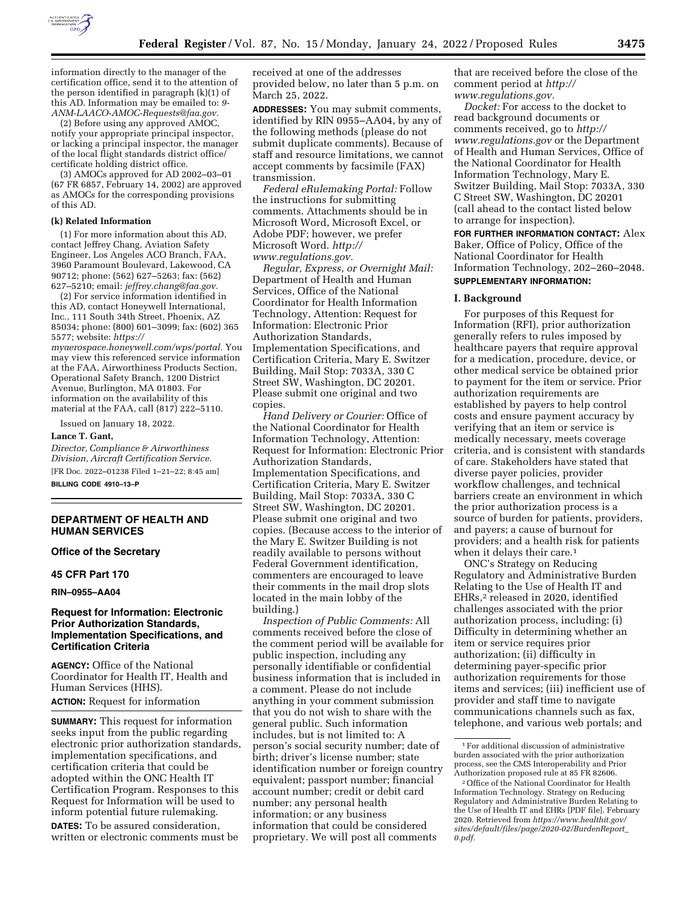information directly to the manager of the certification office, send it to the attention of the person identified in paragraph (k)(1) of this AD. Information may be emailed to: *9-ANM-LAACO-AMOC-Requests@faa.gov*.

(2) Before using any approved AMOC, notify your appropriate principal inspector, or lacking a principal inspector, the manager of the local flight standards district office/certificate holding district office.

(3) AMOCs approved for AD 2002–03–01 (67 FR 6857, February 14, 2002) are approved as AMOCs for the corresponding provisions of this AD.

**(k) Related Information**

(1) For more information about this AD, contact Jeffrey Chang, Aviation Safety Engineer, Los Angeles ACO Branch, FAA, 3960 Paramount Boulevard, Lakewood, CA 90712; phone: (562) 627–5263; fax: (562) 627–5210; email: *jeffrey.chang@faa.gov*.

(2) For service information identified in this AD, contact Honeywell International, Inc., 111 South 34th Street, Phoenix, AZ 85034; phone: (800) 601–3099; fax: (602) 365 5577; website: *https://myaerospace.honeywell.com/wps/portal*. You may view this referenced service information at the FAA, Airworthiness Products Section, Operational Safety Branch, 1200 District Avenue, Burlington, MA 01803. For information on the availability of this material at the FAA, call (817) 222–5110.

Issued on January 18, 2022.

**Lance T. Gant,**

*Director, Compliance & Airworthiness Division, Aircraft Certification Service.*

[FR Doc. 2022–01238 Filed 1–21–22; 8:45 am]

**BILLING CODE 4910–13–P**

---

## DEPARTMENT OF HEALTH AND HUMAN SERVICES

### Office of the Secretary

### 45 CFR Part 170

**RIN–0955–AA04**

### Request for Information: Electronic Prior Authorization Standards, Implementation Specifications, and Certification Criteria

**AGENCY:** Office of the National Coordinator for Health IT, Health and Human Services (HHS).

**ACTION:** Request for information

**SUMMARY:** This request for information seeks input from the public regarding electronic prior authorization standards, implementation specifications, and certification criteria that could be adopted within the ONC Health IT Certification Program. Responses to this Request for Information will be used to inform potential future rulemaking.

**DATES:** To be assured consideration, written or electronic comments must be received at one of the addresses provided below, no later than 5 p.m. on March 25, 2022.

**ADDRESSES:** You may submit comments, identified by RIN 0955–AA04, by any of the following methods (please do not submit duplicate comments). Because of staff and resource limitations, we cannot accept comments by facsimile (FAX) transmission.

*Federal eRulemaking Portal:* Follow the instructions for submitting comments. Attachments should be in Microsoft Word, Microsoft Excel, or Adobe PDF; however, we prefer Microsoft Word. *http://www.regulations.gov.*

*Regular, Express, or Overnight Mail:* Department of Health and Human Services, Office of the National Coordinator for Health Information Technology, Attention: Request for Information: Electronic Prior Authorization Standards, Implementation Specifications, and Certification Criteria, Mary E. Switzer Building, Mail Stop: 7033A, 330 C Street SW, Washington, DC 20201. Please submit one original and two copies.

*Hand Delivery or Courier:* Office of the National Coordinator for Health Information Technology, Attention: Request for Information: Electronic Prior Authorization Standards, Implementation Specifications, and Certification Criteria, Mary E. Switzer Building, Mail Stop: 7033A, 330 C Street SW, Washington, DC 20201. Please submit one original and two copies. (Because access to the interior of the Mary E. Switzer Building is not readily available to persons without Federal Government identification, commenters are encouraged to leave their comments in the mail drop slots located in the main lobby of the building.)

*Inspection of Public Comments:* All comments received before the close of the comment period will be available for public inspection, including any personally identifiable or confidential business information that is included in a comment. Please do not include anything in your comment submission that you do not wish to share with the general public. Such information includes, but is not limited to: A person's social security number; date of birth; driver's license number; state identification number or foreign country equivalent; passport number; financial account number; credit or debit card number; any personal health information; or any business information that could be considered proprietary. We will post all comments that are received before the close of the comment period at *http://www.regulations.gov.*

*Docket:* For access to the docket to read background documents or comments received, go to *http://www.regulations.gov* or the Department of Health and Human Services, Office of the National Coordinator for Health Information Technology, Mary E. Switzer Building, Mail Stop: 7033A, 330 C Street SW, Washington, DC 20201 (call ahead to the contact listed below to arrange for inspection).

**FOR FURTHER INFORMATION CONTACT:** Alex Baker, Office of Policy, Office of the National Coordinator for Health Information Technology, 202–260–2048.

**SUPPLEMENTARY INFORMATION:**

#### I. Background

For purposes of this Request for Information (RFI), prior authorization generally refers to rules imposed by healthcare payers that require approval for a medication, procedure, device, or other medical service be obtained prior to payment for the item or service. Prior authorization requirements are established by payers to help control costs and ensure payment accuracy by verifying that an item or service is medically necessary, meets coverage criteria, and is consistent with standards of care. Stakeholders have stated that diverse payer policies, provider workflow challenges, and technical barriers create an environment in which the prior authorization process is a source of burden for patients, providers, and payers; a cause of burnout for providers; and a health risk for patients when it delays their care.[1]

ONC's Strategy on Reducing Regulatory and Administrative Burden Relating to the Use of Health IT and EHRs,[2] released in 2020, identified challenges associated with the prior authorization process, including: (i) Difficulty in determining whether an item or service requires prior authorization; (ii) difficulty in determining payer-specific prior authorization requirements for those items and services; (iii) inefficient use of provider and staff time to navigate communications channels such as fax, telephone, and various web portals; and

[1] For additional discussion of administrative burden associated with the prior authorization process, see the CMS Interoperability and Prior Authorization proposed rule at 85 FR 82606.

[2] Office of the National Coordinator for Health Information Technology. Strategy on Reducing Regulatory and Administrative Burden Relating to the Use of Health IT and EHRs [PDF file]. February 2020. Retrieved from *https://www.healthit.gov/sites/default/files/page/2020-02/BurdenReport_0.pdf.*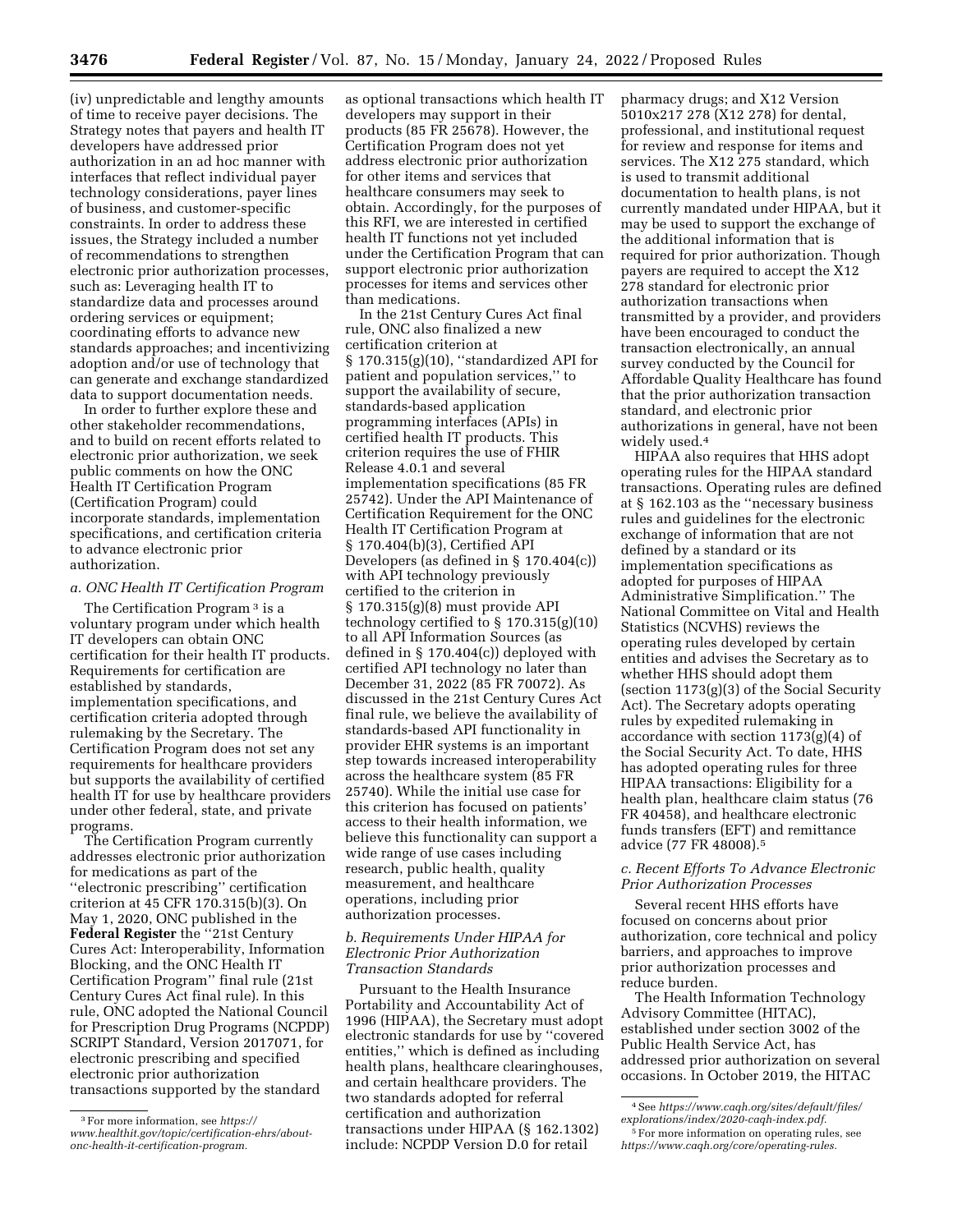(iv) unpredictable and lengthy amounts of time to receive payer decisions. The Strategy notes that payers and health IT developers have addressed prior authorization in an ad hoc manner with interfaces that reflect individual payer technology considerations, payer lines of business, and customer-specific constraints. In order to address these issues, the Strategy included a number of recommendations to strengthen electronic prior authorization processes, such as: Leveraging health IT to standardize data and processes around ordering services or equipment; coordinating efforts to advance new standards approaches; and incentivizing adoption and/or use of technology that can generate and exchange standardized data to support documentation needs.

In order to further explore these and other stakeholder recommendations, and to build on recent efforts related to electronic prior authorization, we seek public comments on how the ONC Health IT Certification Program (Certification Program) could incorporate standards, implementation specifications, and certification criteria to advance electronic prior authorization.

### *a. ONC Health IT Certification Program*

The Certification Program [3] is a voluntary program under which health IT developers can obtain ONC certification for their health IT products. Requirements for certification are established by standards, implementation specifications, and certification criteria adopted through rulemaking by the Secretary. The Certification Program does not set any requirements for healthcare providers but supports the availability of certified health IT for use by healthcare providers under other federal, state, and private programs.

The Certification Program currently addresses electronic prior authorization for medications as part of the ''electronic prescribing'' certification criterion at 45 CFR 170.315(b)(3). On May 1, 2020, ONC published in the **Federal Register** the ''21st Century Cures Act: Interoperability, Information Blocking, and the ONC Health IT Certification Program'' final rule (21st Century Cures Act final rule). In this rule, ONC adopted the National Council for Prescription Drug Programs (NCPDP) SCRIPT Standard, Version 2017071, for electronic prescribing and specified electronic prior authorization transactions supported by the standard as optional transactions which health IT developers may support in their products (85 FR 25678). However, the Certification Program does not yet address electronic prior authorization for other items and services that healthcare consumers may seek to obtain. Accordingly, for the purposes of this RFI, we are interested in certified health IT functions not yet included under the Certification Program that can support electronic prior authorization processes for items and services other than medications.

In the 21st Century Cures Act final rule, ONC also finalized a new certification criterion at § 170.315(g)(10), ''standardized API for patient and population services,'' to support the availability of secure, standards-based application programming interfaces (APIs) in certified health IT products. This criterion requires the use of FHIR Release 4.0.1 and several implementation specifications (85 FR 25742). Under the API Maintenance of Certification Requirement for the ONC Health IT Certification Program at § 170.404(b)(3), Certified API Developers (as defined in § 170.404(c)) with API technology previously certified to the criterion in § 170.315(g)(8) must provide API technology certified to § 170.315(g)(10) to all API Information Sources (as defined in § 170.404(c)) deployed with certified API technology no later than December 31, 2022 (85 FR 70072). As discussed in the 21st Century Cures Act final rule, we believe the availability of standards-based API functionality in provider EHR systems is an important step towards increased interoperability across the healthcare system (85 FR 25740). While the initial use case for this criterion has focused on patients' access to their health information, we believe this functionality can support a wide range of use cases including research, public health, quality measurement, and healthcare operations, including prior authorization processes.

### *b. Requirements Under HIPAA for Electronic Prior Authorization Transaction Standards*

Pursuant to the Health Insurance Portability and Accountability Act of 1996 (HIPAA), the Secretary must adopt electronic standards for use by ''covered entities,'' which is defined as including health plans, healthcare clearinghouses, and certain healthcare providers. The two standards adopted for referral certification and authorization transactions under HIPAA (§ 162.1302) include: NCPDP Version D.0 for retail pharmacy drugs; and X12 Version 5010x217 278 (X12 278) for dental, professional, and institutional request for review and response for items and services. The X12 275 standard, which is used to transmit additional documentation to health plans, is not currently mandated under HIPAA, but it may be used to support the exchange of the additional information that is required for prior authorization. Though payers are required to accept the X12 278 standard for electronic prior authorization transactions when transmitted by a provider, and providers have been encouraged to conduct the transaction electronically, an annual survey conducted by the Council for Affordable Quality Healthcare has found that the prior authorization transaction standard, and electronic prior authorizations in general, have not been widely used.[4]

HIPAA also requires that HHS adopt operating rules for the HIPAA standard transactions. Operating rules are defined at § 162.103 as the ''necessary business rules and guidelines for the electronic exchange of information that are not defined by a standard or its implementation specifications as adopted for purposes of HIPAA Administrative Simplification.'' The National Committee on Vital and Health Statistics (NCVHS) reviews the operating rules developed by certain entities and advises the Secretary as to whether HHS should adopt them (section 1173(g)(3) of the Social Security Act). The Secretary adopts operating rules by expedited rulemaking in accordance with section 1173(g)(4) of the Social Security Act. To date, HHS has adopted operating rules for three HIPAA transactions: Eligibility for a health plan, healthcare claim status (76 FR 40458), and healthcare electronic funds transfers (EFT) and remittance advice (77 FR 48008).[5]

### *c. Recent Efforts To Advance Electronic Prior Authorization Processes*

Several recent HHS efforts have focused on concerns about prior authorization, core technical and policy barriers, and approaches to improve prior authorization processes and reduce burden.

The Health Information Technology Advisory Committee (HITAC), established under section 3002 of the Public Health Service Act, has addressed prior authorization on several occasions. In October 2019, the HITAC

---

[3] For more information, see *https://www.healthit.gov/topic/certification-ehrs/about-onc-health-it-certification-program.*

[4] See *https://www.caqh.org/sites/default/files/explorations/index/2020-caqh-index.pdf.*

[5] For more information on operating rules, see *https://www.caqh.org/core/operating-rules.*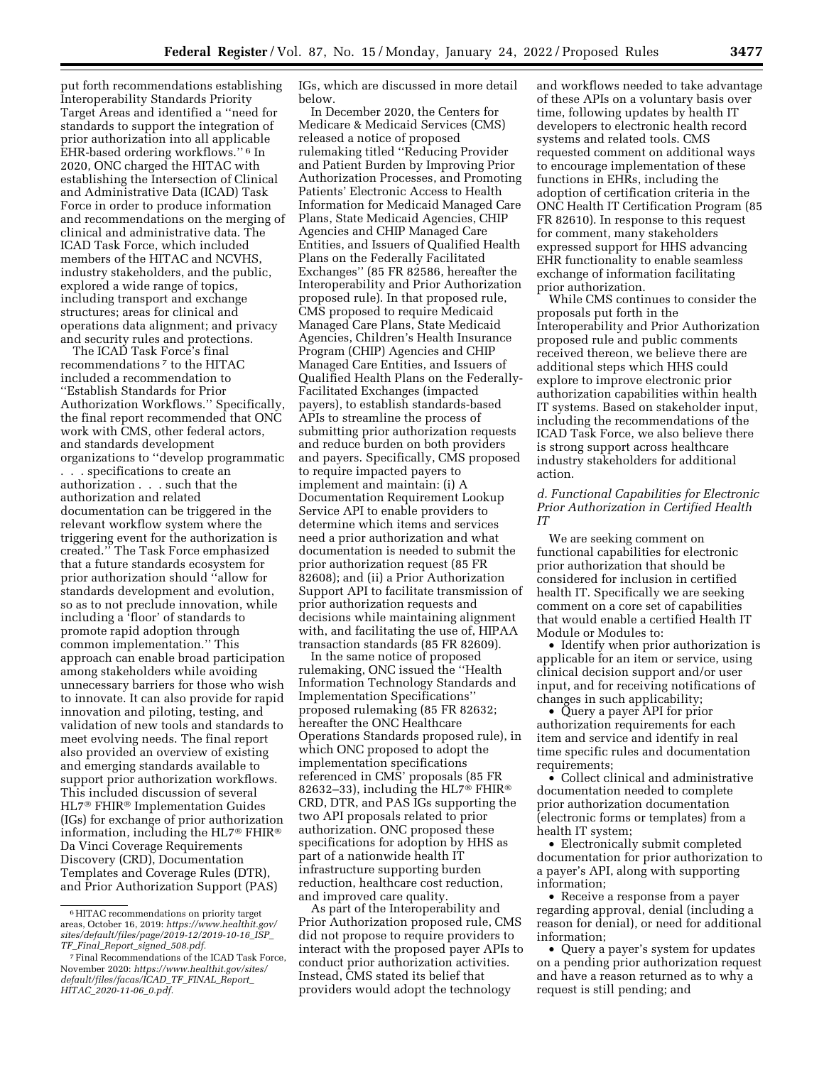put forth recommendations establishing Interoperability Standards Priority Target Areas and identified a ''need for standards to support the integration of prior authorization into all applicable EHR-based ordering workflows.''[6] In 2020, ONC charged the HITAC with establishing the Intersection of Clinical and Administrative Data (ICAD) Task Force in order to produce information and recommendations on the merging of clinical and administrative data. The ICAD Task Force, which included members of the HITAC and NCVHS, industry stakeholders, and the public, explored a wide range of topics, including transport and exchange structures; areas for clinical and operations data alignment; and privacy and security rules and protections.

The ICAD Task Force's final recommendations[7] to the HITAC included a recommendation to ''Establish Standards for Prior Authorization Workflows.'' Specifically, the final report recommended that ONC work with CMS, other federal actors, and standards development organizations to ''develop programmatic . . . specifications to create an authorization . . . such that the authorization and related documentation can be triggered in the relevant workflow system where the triggering event for the authorization is created.'' The Task Force emphasized that a future standards ecosystem for prior authorization should ''allow for standards development and evolution, so as to not preclude innovation, while including a 'floor' of standards to promote rapid adoption through common implementation.'' This approach can enable broad participation among stakeholders while avoiding unnecessary barriers for those who wish to innovate. It can also provide for rapid innovation and piloting, testing, and validation of new tools and standards to meet evolving needs. The final report also provided an overview of existing and emerging standards available to support prior authorization workflows. This included discussion of several HL7® FHIR® Implementation Guides (IGs) for exchange of prior authorization information, including the HL7® FHIR® Da Vinci Coverage Requirements Discovery (CRD), Documentation Templates and Coverage Rules (DTR), and Prior Authorization Support (PAS) IGs, which are discussed in more detail below.

In December 2020, the Centers for Medicare & Medicaid Services (CMS) released a notice of proposed rulemaking titled ''Reducing Provider and Patient Burden by Improving Prior Authorization Processes, and Promoting Patients' Electronic Access to Health Information for Medicaid Managed Care Plans, State Medicaid Agencies, CHIP Agencies and CHIP Managed Care Entities, and Issuers of Qualified Health Plans on the Federally Facilitated Exchanges'' (85 FR 82586, hereafter the Interoperability and Prior Authorization proposed rule). In that proposed rule, CMS proposed to require Medicaid Managed Care Plans, State Medicaid Agencies, Children's Health Insurance Program (CHIP) Agencies and CHIP Managed Care Entities, and Issuers of Qualified Health Plans on the Federally-Facilitated Exchanges (impacted payers), to establish standards-based APIs to streamline the process of submitting prior authorization requests and reduce burden on both providers and payers. Specifically, CMS proposed to require impacted payers to implement and maintain: (i) A Documentation Requirement Lookup Service API to enable providers to determine which items and services need a prior authorization and what documentation is needed to submit the prior authorization request (85 FR 82608); and (ii) a Prior Authorization Support API to facilitate transmission of prior authorization requests and decisions while maintaining alignment with, and facilitating the use of, HIPAA transaction standards (85 FR 82609).

In the same notice of proposed rulemaking, ONC issued the ''Health Information Technology Standards and Implementation Specifications'' proposed rulemaking (85 FR 82632; hereafter the ONC Healthcare Operations Standards proposed rule), in which ONC proposed to adopt the implementation specifications referenced in CMS' proposals (85 FR 82632–33), including the HL7® FHIR® CRD, DTR, and PAS IGs supporting the two API proposals related to prior authorization. ONC proposed these specifications for adoption by HHS as part of a nationwide health IT infrastructure supporting burden reduction, healthcare cost reduction, and improved care quality.

As part of the Interoperability and Prior Authorization proposed rule, CMS did not propose to require providers to interact with the proposed payer APIs to conduct prior authorization activities. Instead, CMS stated its belief that providers would adopt the technology and workflows needed to take advantage of these APIs on a voluntary basis over time, following updates by health IT developers to electronic health record systems and related tools. CMS requested comment on additional ways to encourage implementation of these functions in EHRs, including the adoption of certification criteria in the ONC Health IT Certification Program (85 FR 82610). In response to this request for comment, many stakeholders expressed support for HHS advancing EHR functionality to enable seamless exchange of information facilitating prior authorization.

While CMS continues to consider the proposals put forth in the Interoperability and Prior Authorization proposed rule and public comments received thereon, we believe there are additional steps which HHS could explore to improve electronic prior authorization capabilities within health IT systems. Based on stakeholder input, including the recommendations of the ICAD Task Force, we also believe there is strong support across healthcare industry stakeholders for additional action.

### *d. Functional Capabilities for Electronic Prior Authorization in Certified Health IT*

We are seeking comment on functional capabilities for electronic prior authorization that should be considered for inclusion in certified health IT. Specifically we are seeking comment on a core set of capabilities that would enable a certified Health IT Module or Modules to:

- Identify when prior authorization is applicable for an item or service, using clinical decision support and/or user input, and for receiving notifications of changes in such applicability;
- Query a payer API for prior authorization requirements for each item and service and identify in real time specific rules and documentation requirements;
- Collect clinical and administrative documentation needed to complete prior authorization documentation (electronic forms or templates) from a health IT system;
- Electronically submit completed documentation for prior authorization to a payer's API, along with supporting information;
- Receive a response from a payer regarding approval, denial (including a reason for denial), or need for additional information;
- Query a payer's system for updates on a pending prior authorization request and have a reason returned as to why a request is still pending; and

---

[6] HITAC recommendations on priority target areas, October 16, 2019: *https://www.healthit.gov/sites/default/files/page/2019-12/2019-10-16_ISP_TF_Final_Report_signed_508.pdf.*

[7] Final Recommendations of the ICAD Task Force, November 2020: *https://www.healthit.gov/sites/default/files/facas/ICAD_TF_FINAL_Report_HITAC_2020-11-06_0.pdf.*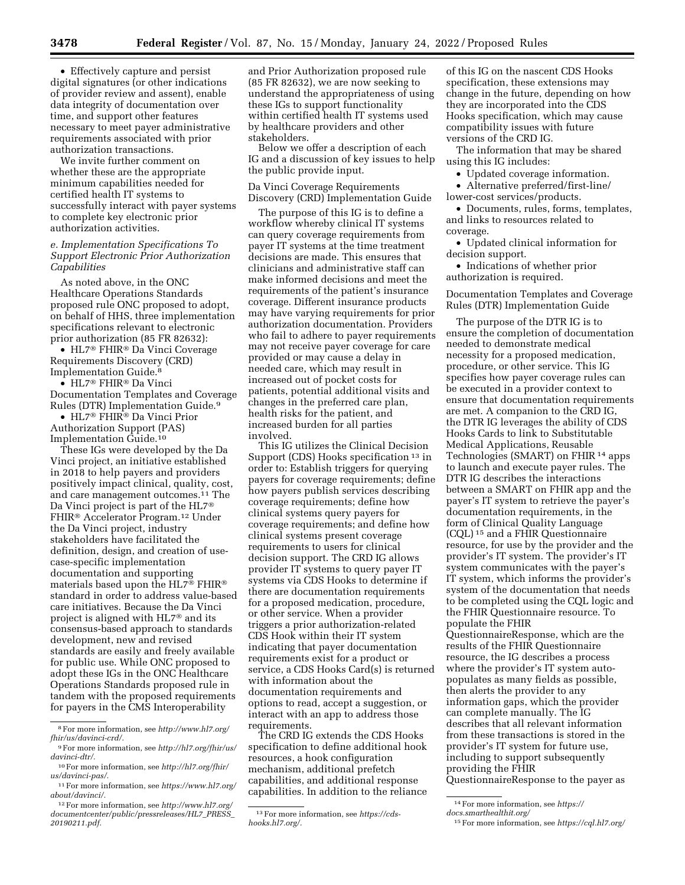• Effectively capture and persist digital signatures (or other indications of provider review and assent), enable data integrity of documentation over time, and support other features necessary to meet payer administrative requirements associated with prior authorization transactions.

We invite further comment on whether these are the appropriate minimum capabilities needed for certified health IT systems to successfully interact with payer systems to complete key electronic prior authorization activities.

### *e. Implementation Specifications To Support Electronic Prior Authorization Capabilities*

As noted above, in the ONC Healthcare Operations Standards proposed rule ONC proposed to adopt, on behalf of HHS, three implementation specifications relevant to electronic prior authorization (85 FR 82632):

• HL7® FHIR® Da Vinci Coverage Requirements Discovery (CRD) Implementation Guide.[8]

• HL7® FHIR® Da Vinci Documentation Templates and Coverage Rules (DTR) Implementation Guide.[9]

• HL7® FHIR® Da Vinci Prior Authorization Support (PAS) Implementation Guide.[10]

These IGs were developed by the Da Vinci project, an initiative established in 2018 to help payers and providers positively impact clinical, quality, cost, and care management outcomes.[11] The Da Vinci project is part of the HL7® FHIR® Accelerator Program.[12] Under the Da Vinci project, industry stakeholders have facilitated the definition, design, and creation of use-case-specific implementation documentation and supporting materials based upon the HL7® FHIR® standard in order to address value-based care initiatives. Because the Da Vinci project is aligned with HL7® and its consensus-based approach to standards development, new and revised standards are easily and freely available for public use. While ONC proposed to adopt these IGs in the ONC Healthcare Operations Standards proposed rule in tandem with the proposed requirements for payers in the CMS Interoperability and Prior Authorization proposed rule (85 FR 82632), we are now seeking to understand the appropriateness of using these IGs to support functionality within certified health IT systems used by healthcare providers and other stakeholders.

Below we offer a description of each IG and a discussion of key issues to help the public provide input.

Da Vinci Coverage Requirements Discovery (CRD) Implementation Guide

The purpose of this IG is to define a workflow whereby clinical IT systems can query coverage requirements from payer IT systems at the time treatment decisions are made. This ensures that clinicians and administrative staff can make informed decisions and meet the requirements of the patient's insurance coverage. Different insurance products may have varying requirements for prior authorization documentation. Providers who fail to adhere to payer requirements may not receive payer coverage for care provided or may cause a delay in needed care, which may result in increased out of pocket costs for patients, potential additional visits and changes in the preferred care plan, health risks for the patient, and increased burden for all parties involved.

This IG utilizes the Clinical Decision Support (CDS) Hooks specification[13] in order to: Establish triggers for querying payers for coverage requirements; define how payers publish services describing coverage requirements; define how clinical systems query payers for coverage requirements; and define how clinical systems present coverage requirements to users for clinical decision support. The CRD IG allows provider IT systems to query payer IT systems via CDS Hooks to determine if there are documentation requirements for a proposed medication, procedure, or other service. When a provider triggers a prior authorization-related CDS Hook within their IT system indicating that payer documentation requirements exist for a product or service, a CDS Hooks Card(s) is returned with information about the documentation requirements and options to read, accept a suggestion, or interact with an app to address those requirements.

The CRD IG extends the CDS Hooks specification to define additional hook resources, a hook configuration mechanism, additional prefetch capabilities, and additional response capabilities. In addition to the reliance of this IG on the nascent CDS Hooks specification, these extensions may change in the future, depending on how they are incorporated into the CDS Hooks specification, which may cause compatibility issues with future versions of the CRD IG.

The information that may be shared using this IG includes:

• Updated coverage information.
• Alternative preferred/first-line/lower-cost services/products.
• Documents, rules, forms, templates, and links to resources related to coverage.
• Updated clinical information for decision support.
• Indications of whether prior authorization is required.

Documentation Templates and Coverage Rules (DTR) Implementation Guide

The purpose of the DTR IG is to ensure the completion of documentation needed to demonstrate medical necessity for a proposed medication, procedure, or other service. This IG specifies how payer coverage rules can be executed in a provider context to ensure that documentation requirements are met. A companion to the CRD IG, the DTR IG leverages the ability of CDS Hooks Cards to link to Substitutable Medical Applications, Reusable Technologies (SMART) on FHIR[14] apps to launch and execute payer rules. The DTR IG describes the interactions between a SMART on FHIR app and the payer's IT system to retrieve the payer's documentation requirements, in the form of Clinical Quality Language (CQL)[15] and a FHIR Questionnaire resource, for use by the provider and the provider's IT system. The provider's IT system communicates with the payer's IT system, which informs the provider's system of the documentation that needs to be completed using the CQL logic and the FHIR Questionnaire resource. To populate the FHIR QuestionnaireResponse, which are the results of the FHIR Questionnaire resource, the IG describes a process where the provider's IT system auto-populates as many fields as possible, then alerts the provider to any information gaps, which the provider can complete manually. The IG describes that all relevant information from these transactions is stored in the provider's IT system for future use, including to support subsequently providing the FHIR QuestionnaireResponse to the payer as

---

[8] For more information, see *http://www.hl7.org/fhir/us/davinci-crd/*.

[9] For more information, see *http://hl7.org/fhir/us/davinci-dtr/*.

[10] For more information, see *http://hl7.org/fhir/us/davinci-pas/*.

[11] For more information, see *https://www.hl7.org/about/davinci/*.

[12] For more information, see *http://www.hl7.org/documentcenter/public/pressreleases/HL7_PRESS_20190211.pdf*.

[13] For more information, see *https://cds-hooks.hl7.org/*.

[14] For more information, see *https://docs.smarthealthit.org/*

[15] For more information, see *https://cql.hl7.org/*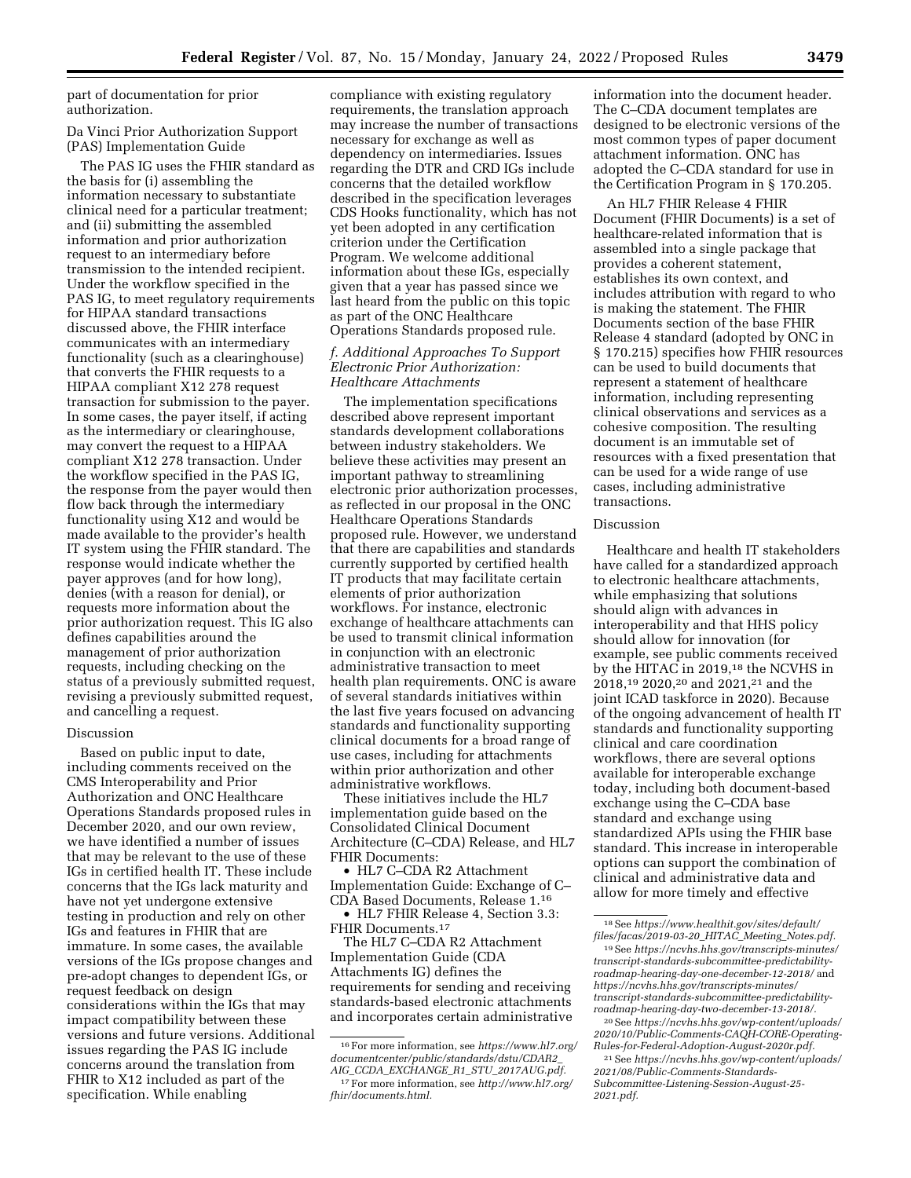part of documentation for prior authorization.

Da Vinci Prior Authorization Support (PAS) Implementation Guide

The PAS IG uses the FHIR standard as the basis for (i) assembling the information necessary to substantiate clinical need for a particular treatment; and (ii) submitting the assembled information and prior authorization request to an intermediary before transmission to the intended recipient. Under the workflow specified in the PAS IG, to meet regulatory requirements for HIPAA standard transactions discussed above, the FHIR interface communicates with an intermediary functionality (such as a clearinghouse) that converts the FHIR requests to a HIPAA compliant X12 278 request transaction for submission to the payer. In some cases, the payer itself, if acting as the intermediary or clearinghouse, may convert the request to a HIPAA compliant X12 278 transaction. Under the workflow specified in the PAS IG, the response from the payer would then flow back through the intermediary functionality using X12 and would be made available to the provider's health IT system using the FHIR standard. The response would indicate whether the payer approves (and for how long), denies (with a reason for denial), or requests more information about the prior authorization request. This IG also defines capabilities around the management of prior authorization requests, including checking on the status of a previously submitted request, revising a previously submitted request, and cancelling a request.

Discussion

Based on public input to date, including comments received on the CMS Interoperability and Prior Authorization and ONC Healthcare Operations Standards proposed rules in December 2020, and our own review, we have identified a number of issues that may be relevant to the use of these IGs in certified health IT. These include concerns that the IGs lack maturity and have not yet undergone extensive testing in production and rely on other IGs and features in FHIR that are immature. In some cases, the available versions of the IGs propose changes and pre-adopt changes to dependent IGs, or request feedback on design considerations within the IGs that may impact compatibility between these versions and future versions. Additional issues regarding the PAS IG include concerns around the translation from FHIR to X12 included as part of the specification. While enabling compliance with existing regulatory requirements, the translation approach may increase the number of transactions necessary for exchange as well as dependency on intermediaries. Issues regarding the DTR and CRD IGs include concerns that the detailed workflow described in the specification leverages CDS Hooks functionality, which has not yet been adopted in any certification criterion under the Certification Program. We welcome additional information about these IGs, especially given that a year has passed since we last heard from the public on this topic as part of the ONC Healthcare Operations Standards proposed rule.

*f. Additional Approaches To Support Electronic Prior Authorization: Healthcare Attachments*

The implementation specifications described above represent important standards development collaborations between industry stakeholders. We believe these activities may present an important pathway to streamlining electronic prior authorization processes, as reflected in our proposal in the ONC Healthcare Operations Standards proposed rule. However, we understand that there are capabilities and standards currently supported by certified health IT products that may facilitate certain elements of prior authorization workflows. For instance, electronic exchange of healthcare attachments can be used to transmit clinical information in conjunction with an electronic administrative transaction to meet health plan requirements. ONC is aware of several standards initiatives within the last five years focused on advancing standards and functionality supporting clinical documents for a broad range of use cases, including for attachments within prior authorization and other administrative workflows.

These initiatives include the HL7 implementation guide based on the Consolidated Clinical Document Architecture (C–CDA) Release, and HL7 FHIR Documents:

- HL7 C–CDA R2 Attachment Implementation Guide: Exchange of C–CDA Based Documents, Release 1.[16]
- HL7 FHIR Release 4, Section 3.3: FHIR Documents.[17]

The HL7 C–CDA R2 Attachment Implementation Guide (CDA Attachments IG) defines the requirements for sending and receiving standards-based electronic attachments and incorporates certain administrative information into the document header. The C–CDA document templates are designed to be electronic versions of the most common types of paper document attachment information. ONC has adopted the C–CDA standard for use in the Certification Program in § 170.205.

An HL7 FHIR Release 4 FHIR Document (FHIR Documents) is a set of healthcare-related information that is assembled into a single package that provides a coherent statement, establishes its own context, and includes attribution with regard to who is making the statement. The FHIR Documents section of the base FHIR Release 4 standard (adopted by ONC in § 170.215) specifies how FHIR resources can be used to build documents that represent a statement of healthcare information, including representing clinical observations and services as a cohesive composition. The resulting document is an immutable set of resources with a fixed presentation that can be used for a wide range of use cases, including administrative transactions.

Discussion

Healthcare and health IT stakeholders have called for a standardized approach to electronic healthcare attachments, while emphasizing that solutions should align with advances in interoperability and that HHS policy should allow for innovation (for example, see public comments received by the HITAC in 2019,[18] the NCVHS in 2018,[19] 2020,[20] and 2021,[21] and the joint ICAD taskforce in 2020). Because of the ongoing advancement of health IT standards and functionality supporting clinical and care coordination workflows, there are several options available for interoperable exchange today, including both document-based exchange using the C–CDA base standard and exchange using standardized APIs using the FHIR base standard. This increase in interoperable options can support the combination of clinical and administrative data and allow for more timely and effective

[16] For more information, see *https://www.hl7.org/documentcenter/public/standards/dstu/CDAR2_AIG_CCDA_EXCHANGE_R1_STU_2017AUG.pdf.*

[17] For more information, see *http://www.hl7.org/fhir/documents.html.*

[18] See *https://www.healthit.gov/sites/default/files/facas/2019-03-20_HITAC_Meeting_Notes.pdf.*

[19] See *https://ncvhs.hhs.gov/transcripts-minutes/transcript-standards-subcommittee-predictability-roadmap-hearing-day-one-december-12-2018/* and *https://ncvhs.hhs.gov/transcripts-minutes/transcript-standards-subcommittee-predictability-roadmap-hearing-day-two-december-13-2018/.*

[20] See *https://ncvhs.hhs.gov/wp-content/uploads/2020/10/Public-Comments-CAQH-CORE-Operating-Rules-for-Federal-Adoption-August-2020r.pdf.*

[21] See *https://ncvhs.hhs.gov/wp-content/uploads/2021/08/Public-Comments-Standards-Subcommittee-Listening-Session-August-25-2021.pdf.*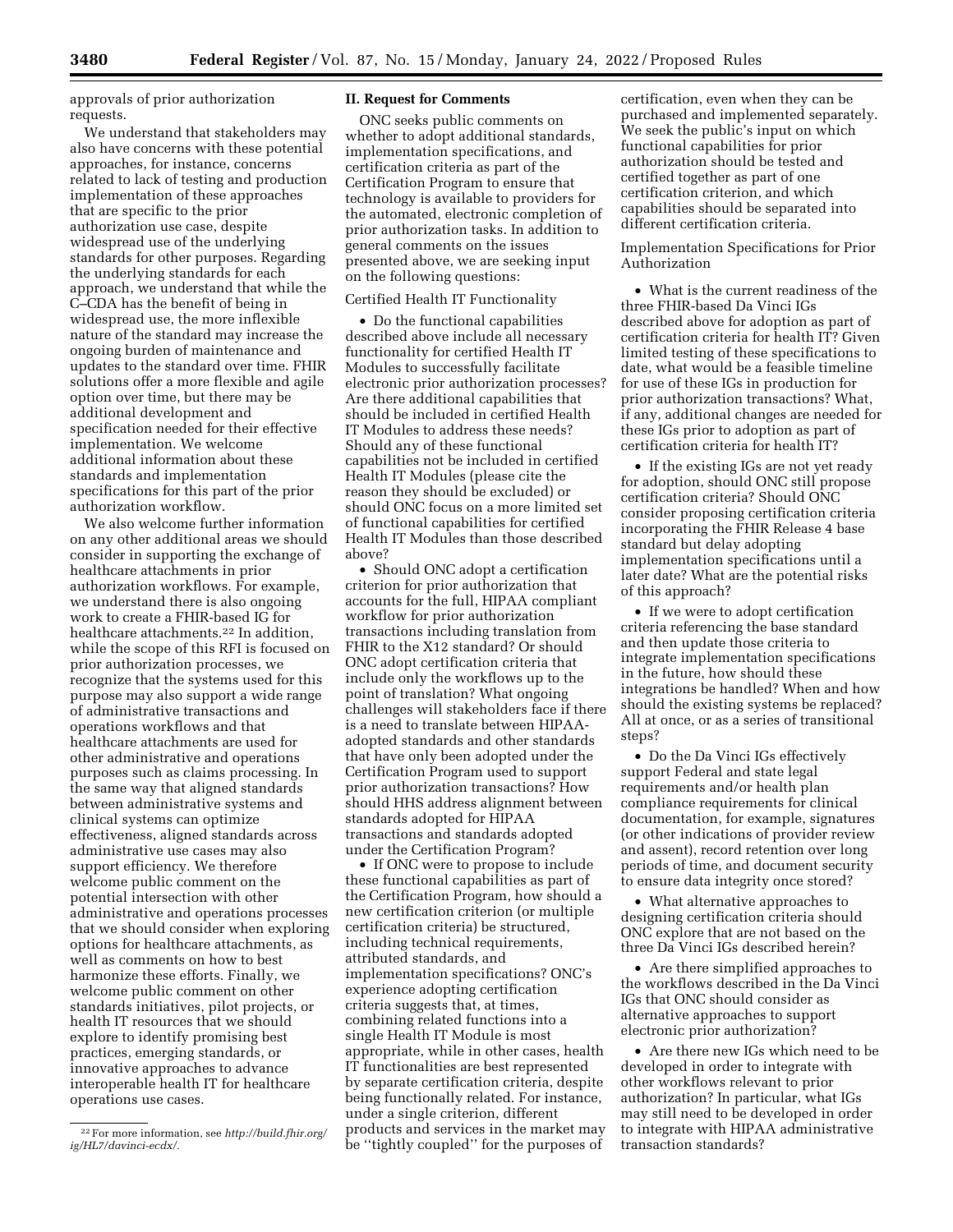approvals of prior authorization requests.

We understand that stakeholders may also have concerns with these potential approaches, for instance, concerns related to lack of testing and production implementation of these approaches that are specific to the prior authorization use case, despite widespread use of the underlying standards for other purposes. Regarding the underlying standards for each approach, we understand that while the C–CDA has the benefit of being in widespread use, the more inflexible nature of the standard may increase the ongoing burden of maintenance and updates to the standard over time. FHIR solutions offer a more flexible and agile option over time, but there may be additional development and specification needed for their effective implementation. We welcome additional information about these standards and implementation specifications for this part of the prior authorization workflow.

We also welcome further information on any other additional areas we should consider in supporting the exchange of healthcare attachments in prior authorization workflows. For example, we understand there is also ongoing work to create a FHIR-based IG for healthcare attachments.[22] In addition, while the scope of this RFI is focused on prior authorization processes, we recognize that the systems used for this purpose may also support a wide range of administrative transactions and operations workflows and that healthcare attachments are used for other administrative and operations purposes such as claims processing. In the same way that aligned standards between administrative systems and clinical systems can optimize effectiveness, aligned standards across administrative use cases may also support efficiency. We therefore welcome public comment on the potential intersection with other administrative and operations processes that we should consider when exploring options for healthcare attachments, as well as comments on how to best harmonize these efforts. Finally, we welcome public comment on other standards initiatives, pilot projects, or health IT resources that we should explore to identify promising best practices, emerging standards, or innovative approaches to advance interoperable health IT for healthcare operations use cases.

[22] For more information, see *http://build.fhir.org/ig/HL7/davinci-ecdx/.*

## II. Request for Comments

ONC seeks public comments on whether to adopt additional standards, implementation specifications, and certification criteria as part of the Certification Program to ensure that technology is available to providers for the automated, electronic completion of prior authorization tasks. In addition to general comments on the issues presented above, we are seeking input on the following questions:

Certified Health IT Functionality

- Do the functional capabilities described above include all necessary functionality for certified Health IT Modules to successfully facilitate electronic prior authorization processes? Are there additional capabilities that should be included in certified Health IT Modules to address these needs? Should any of these functional capabilities not be included in certified Health IT Modules (please cite the reason they should be excluded) or should ONC focus on a more limited set of functional capabilities for certified Health IT Modules than those described above?
- Should ONC adopt a certification criterion for prior authorization that accounts for the full, HIPAA compliant workflow for prior authorization transactions including translation from FHIR to the X12 standard? Or should ONC adopt certification criteria that include only the workflows up to the point of translation? What ongoing challenges will stakeholders face if there is a need to translate between HIPAA-adopted standards and other standards that have only been adopted under the Certification Program used to support prior authorization transactions? How should HHS address alignment between standards adopted for HIPAA transactions and standards adopted under the Certification Program?
- If ONC were to propose to include these functional capabilities as part of the Certification Program, how should a new certification criterion (or multiple certification criteria) be structured, including technical requirements, attributed standards, and implementation specifications? ONC's experience adopting certification criteria suggests that, at times, combining related functions into a single Health IT Module is most appropriate, while in other cases, health IT functionalities are best represented by separate certification criteria, despite being functionally related. For instance, under a single criterion, different products and services in the market may be "tightly coupled" for the purposes of certification, even when they can be purchased and implemented separately. We seek the public's input on which functional capabilities for prior authorization should be tested and certified together as part of one certification criterion, and which capabilities should be separated into different certification criteria.

Implementation Specifications for Prior Authorization

- What is the current readiness of the three FHIR-based Da Vinci IGs described above for adoption as part of certification criteria for health IT? Given limited testing of these specifications to date, what would be a feasible timeline for use of these IGs in production for prior authorization transactions? What, if any, additional changes are needed for these IGs prior to adoption as part of certification criteria for health IT?
- If the existing IGs are not yet ready for adoption, should ONC still propose certification criteria? Should ONC consider proposing certification criteria incorporating the FHIR Release 4 base standard but delay adopting implementation specifications until a later date? What are the potential risks of this approach?
- If we were to adopt certification criteria referencing the base standard and then update those criteria to integrate implementation specifications in the future, how should these integrations be handled? When and how should the existing systems be replaced? All at once, or as a series of transitional steps?
- Do the Da Vinci IGs effectively support Federal and state legal requirements and/or health plan compliance requirements for clinical documentation, for example, signatures (or other indications of provider review and assent), record retention over long periods of time, and document security to ensure data integrity once stored?
- What alternative approaches to designing certification criteria should ONC explore that are not based on the three Da Vinci IGs described herein?
- Are there simplified approaches to the workflows described in the Da Vinci IGs that ONC should consider as alternative approaches to support electronic prior authorization?
- Are there new IGs which need to be developed in order to integrate with other workflows relevant to prior authorization? In particular, what IGs may still need to be developed in order to integrate with HIPAA administrative transaction standards?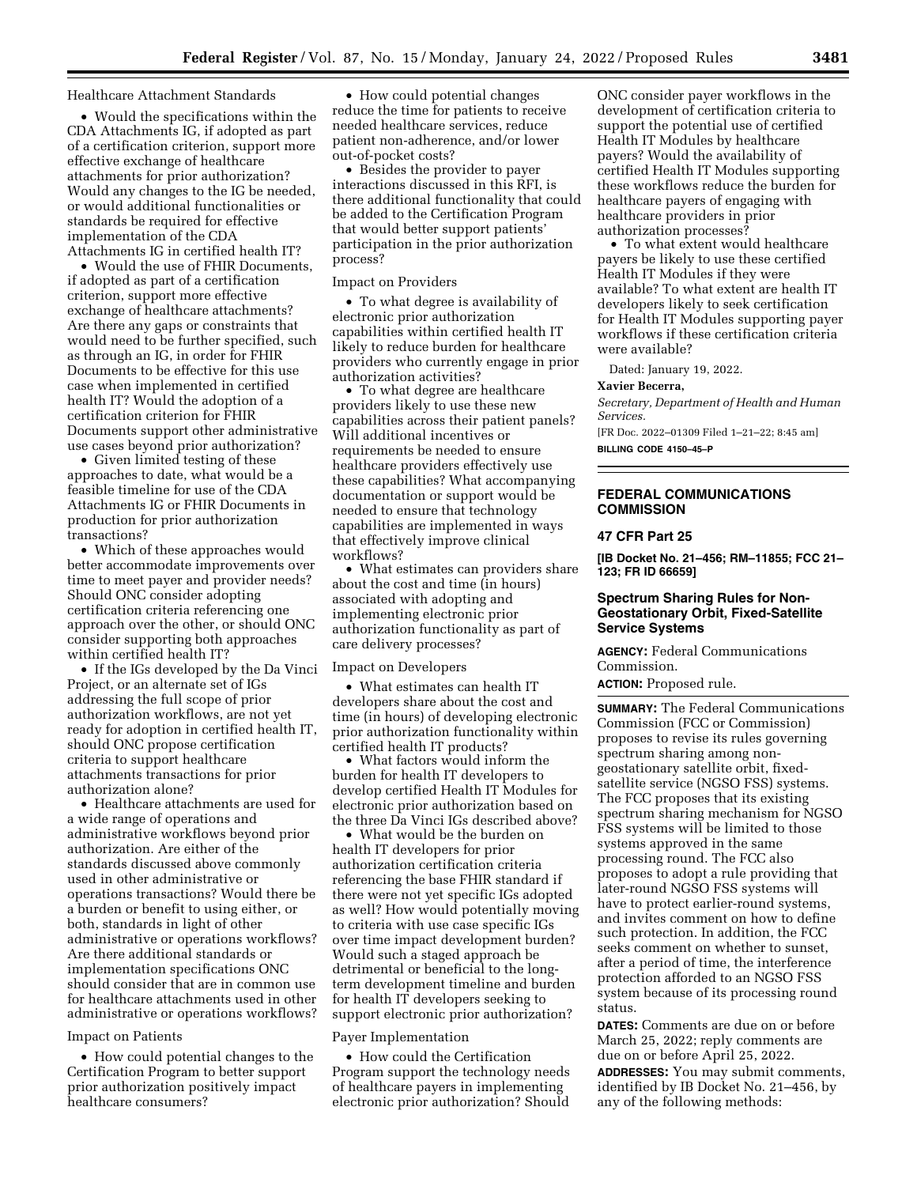Healthcare Attachment Standards

- Would the specifications within the CDA Attachments IG, if adopted as part of a certification criterion, support more effective exchange of healthcare attachments for prior authorization? Would any changes to the IG be needed, or would additional functionalities or standards be required for effective implementation of the CDA Attachments IG in certified health IT?
- Would the use of FHIR Documents, if adopted as part of a certification criterion, support more effective exchange of healthcare attachments? Are there any gaps or constraints that would need to be further specified, such as through an IG, in order for FHIR Documents to be effective for this use case when implemented in certified health IT? Would the adoption of a certification criterion for FHIR Documents support other administrative use cases beyond prior authorization?
- Given limited testing of these approaches to date, what would be a feasible timeline for use of the CDA Attachments IG or FHIR Documents in production for prior authorization transactions?
- Which of these approaches would better accommodate improvements over time to meet payer and provider needs? Should ONC consider adopting certification criteria referencing one approach over the other, or should ONC consider supporting both approaches within certified health IT?
- If the IGs developed by the Da Vinci Project, or an alternate set of IGs addressing the full scope of prior authorization workflows, are not yet ready for adoption in certified health IT, should ONC propose certification criteria to support healthcare attachments transactions for prior authorization alone?
- Healthcare attachments are used for a wide range of operations and administrative workflows beyond prior authorization. Are either of the standards discussed above commonly used in other administrative or operations transactions? Would there be a burden or benefit to using either, or both, standards in light of other administrative or operations workflows? Are there additional standards or implementation specifications ONC should consider that are in common use for healthcare attachments used in other administrative or operations workflows?

Impact on Patients

- How could potential changes to the Certification Program to better support prior authorization positively impact healthcare consumers?
- How could potential changes reduce the time for patients to receive needed healthcare services, reduce patient non-adherence, and/or lower out-of-pocket costs?
- Besides the provider to payer interactions discussed in this RFI, is there additional functionality that could be added to the Certification Program that would better support patients' participation in the prior authorization process?

Impact on Providers

- To what degree is availability of electronic prior authorization capabilities within certified health IT likely to reduce burden for healthcare providers who currently engage in prior authorization activities?
- To what degree are healthcare providers likely to use these new capabilities across their patient panels? Will additional incentives or requirements be needed to ensure healthcare providers effectively use these capabilities? What accompanying documentation or support would be needed to ensure that technology capabilities are implemented in ways that effectively improve clinical workflows?
- What estimates can providers share about the cost and time (in hours) associated with adopting and implementing electronic prior authorization functionality as part of care delivery processes?

Impact on Developers

- What estimates can health IT developers share about the cost and time (in hours) of developing electronic prior authorization functionality within certified health IT products?
- What factors would inform the burden for health IT developers to develop certified Health IT Modules for electronic prior authorization based on the three Da Vinci IGs described above?
- What would be the burden on health IT developers for prior authorization certification criteria referencing the base FHIR standard if there were not yet specific IGs adopted as well? How would potentially moving to criteria with use case specific IGs over time impact development burden? Would such a staged approach be detrimental or beneficial to the long-term development timeline and burden for health IT developers seeking to support electronic prior authorization?

Payer Implementation

- How could the Certification Program support the technology needs of healthcare payers in implementing electronic prior authorization? Should ONC consider payer workflows in the development of certification criteria to support the potential use of certified Health IT Modules by healthcare payers? Would the availability of certified Health IT Modules supporting these workflows reduce the burden for healthcare payers of engaging with healthcare providers in prior authorization processes?
- To what extent would healthcare payers be likely to use these certified Health IT Modules if they were available? To what extent are health IT developers likely to seek certification for Health IT Modules supporting payer workflows if these certification criteria were available?

Dated: January 19, 2022.

**Xavier Becerra,**

*Secretary, Department of Health and Human Services.*

[FR Doc. 2022–01309 Filed 1–21–22; 8:45 am]

**BILLING CODE 4150–45–P**

---

## FEDERAL COMMUNICATIONS COMMISSION

### 47 CFR Part 25

**[IB Docket No. 21–456; RM–11855; FCC 21–123; FR ID 66659]**

### Spectrum Sharing Rules for Non-Geostationary Orbit, Fixed-Satellite Service Systems

**AGENCY:** Federal Communications Commission.

**ACTION:** Proposed rule.

**SUMMARY:** The Federal Communications Commission (FCC or Commission) proposes to revise its rules governing spectrum sharing among non-geostationary satellite orbit, fixed-satellite service (NGSO FSS) systems. The FCC proposes that its existing spectrum sharing mechanism for NGSO FSS systems will be limited to those systems approved in the same processing round. The FCC also proposes to adopt a rule providing that later-round NGSO FSS systems will have to protect earlier-round systems, and invites comment on how to define such protection. In addition, the FCC seeks comment on whether to sunset, after a period of time, the interference protection afforded to an NGSO FSS system because of its processing round status.

**DATES:** Comments are due on or before March 25, 2022; reply comments are due on or before April 25, 2022.

**ADDRESSES:** You may submit comments, identified by IB Docket No. 21–456, by any of the following methods: